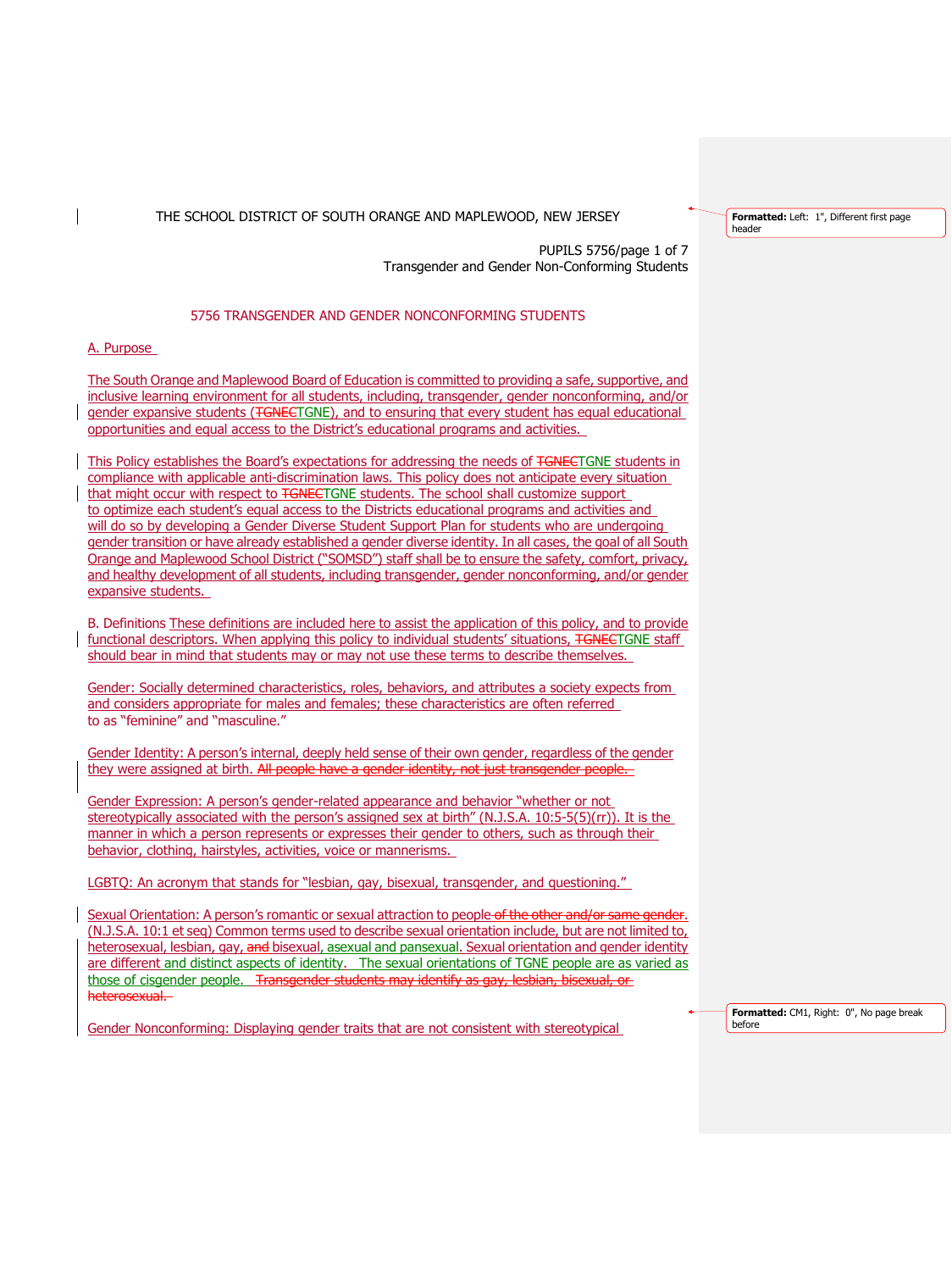## 5756 TRANSGENDER AND GENDER NONCONFORMING STUDENTS

### A. Purpose

The South Orange and Maplewood Board of Education is committed to providing a safe, supportive, and inclusive learning environment for all students, including, transgender, gender nonconforming, and/or gender expansive students (~~TGNEC~~TGNE), and to ensuring that every student has equal educational opportunities and equal access to the District's educational programs and activities.

This Policy establishes the Board's expectations for addressing the needs of ~~TGNEC~~TGNE students in compliance with applicable anti-discrimination laws. This policy does not anticipate every situation that might occur with respect to ~~TGNEC~~TGNE students. The school shall customize support to optimize each student's equal access to the Districts educational programs and activities and will do so by developing a Gender Diverse Student Support Plan for students who are undergoing gender transition or have already established a gender diverse identity. In all cases, the goal of all South Orange and Maplewood School District ("SOMSD") staff shall be to ensure the safety, comfort, privacy, and healthy development of all students, including transgender, gender nonconforming, and/or gender expansive students.

### B. Definitions

These definitions are included here to assist the application of this policy, and to provide functional descriptors. When applying this policy to individual students' situations, ~~TGNEC~~TGNE staff should bear in mind that students may or may not use these terms to describe themselves.

Gender: Socially determined characteristics, roles, behaviors, and attributes a society expects from and considers appropriate for males and females; these characteristics are often referred to as "feminine" and "masculine."

Gender Identity: A person's internal, deeply held sense of their own gender, regardless of the gender they were assigned at birth. ~~All people have a gender identity, not just transgender people.~~

Gender Expression: A person's gender-related appearance and behavior "whether or not stereotypically associated with the person's assigned sex at birth" (N.J.S.A. 10:5-5(5)(rr)). It is the manner in which a person represents or expresses their gender to others, such as through their behavior, clothing, hairstyles, activities, voice or mannerisms.

LGBTQ: An acronym that stands for "lesbian, gay, bisexual, transgender, and questioning."

Sexual Orientation: A person's romantic or sexual attraction to people ~~of the other and/or same gender~~. (N.J.S.A. 10:1 et seq) Common terms used to describe sexual orientation include, but are not limited to, heterosexual, lesbian, gay, ~~and~~ bisexual, asexual and pansexual. Sexual orientation and gender identity are different and distinct aspects of identity. The sexual orientations of TGNE people are as varied as those of cisgender people. ~~Transgender students may identify as gay, lesbian, bisexual, or heterosexual.~~

Gender Nonconforming: Displaying gender traits that are not consistent with stereotypical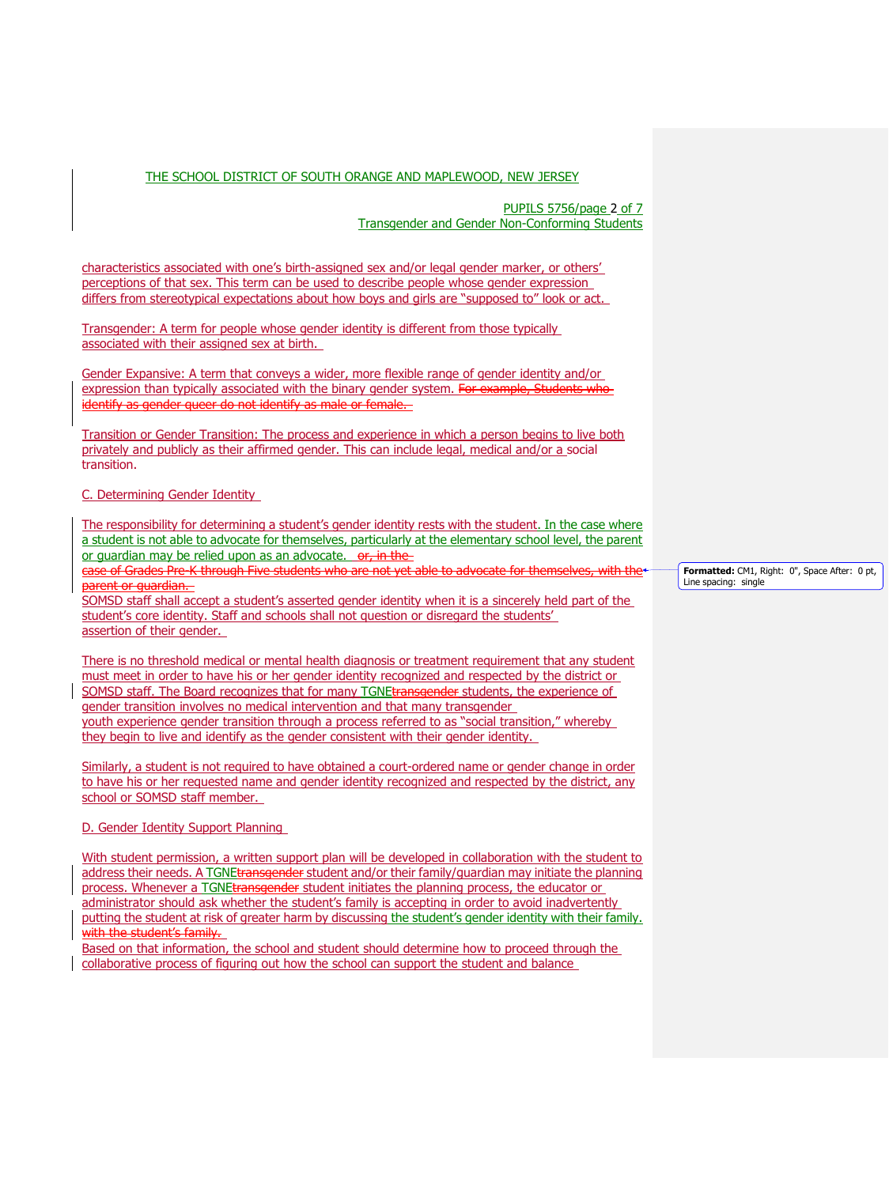characteristics associated with one's birth-assigned sex and/or legal gender marker, or others' perceptions of that sex. This term can be used to describe people whose gender expression differs from stereotypical expectations about how boys and girls are "supposed to" look or act.

Transgender: A term for people whose gender identity is different from those typically associated with their assigned sex at birth.

Gender Expansive: A term that conveys a wider, more flexible range of gender identity and/or expression than typically associated with the binary gender system. ~~For example, Students who identify as gender queer do not identify as male or female.~~

Transition or Gender Transition: The process and experience in which a person begins to live both privately and publicly as their affirmed gender. This can include legal, medical and/or a social transition.

C. Determining Gender Identity

The responsibility for determining a student's gender identity rests with the student. In the case where a student is not able to advocate for themselves, particularly at the elementary school level, the parent or guardian may be relied upon as an advocate. ~~or, in the case of Grades Pre-K through Five students who are not yet able to advocate for themselves, with the parent or guardian.~~

SOMSD staff shall accept a student's asserted gender identity when it is a sincerely held part of the student's core identity. Staff and schools shall not question or disregard the students' assertion of their gender.

There is no threshold medical or mental health diagnosis or treatment requirement that any student must meet in order to have his or her gender identity recognized and respected by the district or SOMSD staff. The Board recognizes that for many TGNE~~transgender~~ students, the experience of gender transition involves no medical intervention and that many transgender youth experience gender transition through a process referred to as "social transition," whereby they begin to live and identify as the gender consistent with their gender identity.

Similarly, a student is not required to have obtained a court-ordered name or gender change in order to have his or her requested name and gender identity recognized and respected by the district, any school or SOMSD staff member.

D. Gender Identity Support Planning

With student permission, a written support plan will be developed in collaboration with the student to address their needs. A TGNE~~transgender~~ student and/or their family/guardian may initiate the planning process. Whenever a TGNE~~transgender~~ student initiates the planning process, the educator or administrator should ask whether the student's family is accepting in order to avoid inadvertently putting the student at risk of greater harm by discussing the student's gender identity with their family. ~~with the student's family.~~

Based on that information, the school and student should determine how to proceed through the collaborative process of figuring out how the school can support the student and balance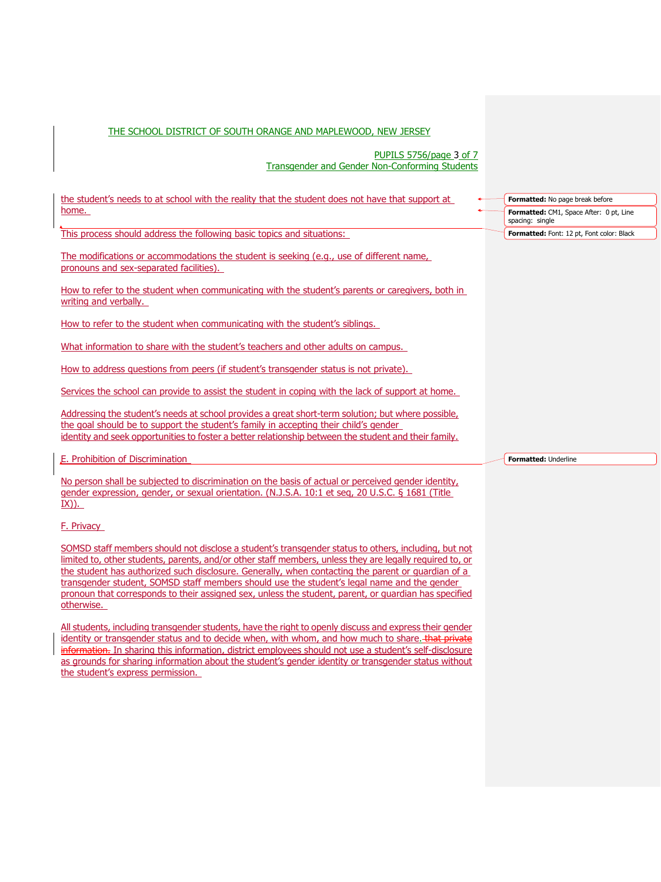the student's needs to at school with the reality that the student does not have that support at home.

This process should address the following basic topics and situations:

The modifications or accommodations the student is seeking (e.g., use of different name, pronouns and sex-separated facilities).

How to refer to the student when communicating with the student's parents or caregivers, both in writing and verbally.

How to refer to the student when communicating with the student's siblings.

What information to share with the student's teachers and other adults on campus.

How to address questions from peers (if student's transgender status is not private).

Services the school can provide to assist the student in coping with the lack of support at home.

Addressing the student's needs at school provides a great short-term solution; but where possible, the goal should be to support the student's family in accepting their child's gender identity and seek opportunities to foster a better relationship between the student and their family.

E. Prohibition of Discrimination

No person shall be subjected to discrimination on the basis of actual or perceived gender identity, gender expression, gender, or sexual orientation. (N.J.S.A. 10:1 et seq, 20 U.S.C. § 1681 (Title IX)).

F. Privacy

SOMSD staff members should not disclose a student's transgender status to others, including, but not limited to, other students, parents, and/or other staff members, unless they are legally required to, or the student has authorized such disclosure. Generally, when contacting the parent or guardian of a transgender student, SOMSD staff members should use the student's legal name and the gender pronoun that corresponds to their assigned sex, unless the student, parent, or guardian has specified otherwise.

All students, including transgender students, have the right to openly discuss and express their gender identity or transgender status and to decide when, with whom, and how much to share. ~~that private information.~~ In sharing this information, district employees should not use a student's self-disclosure as grounds for sharing information about the student's gender identity or transgender status without the student's express permission.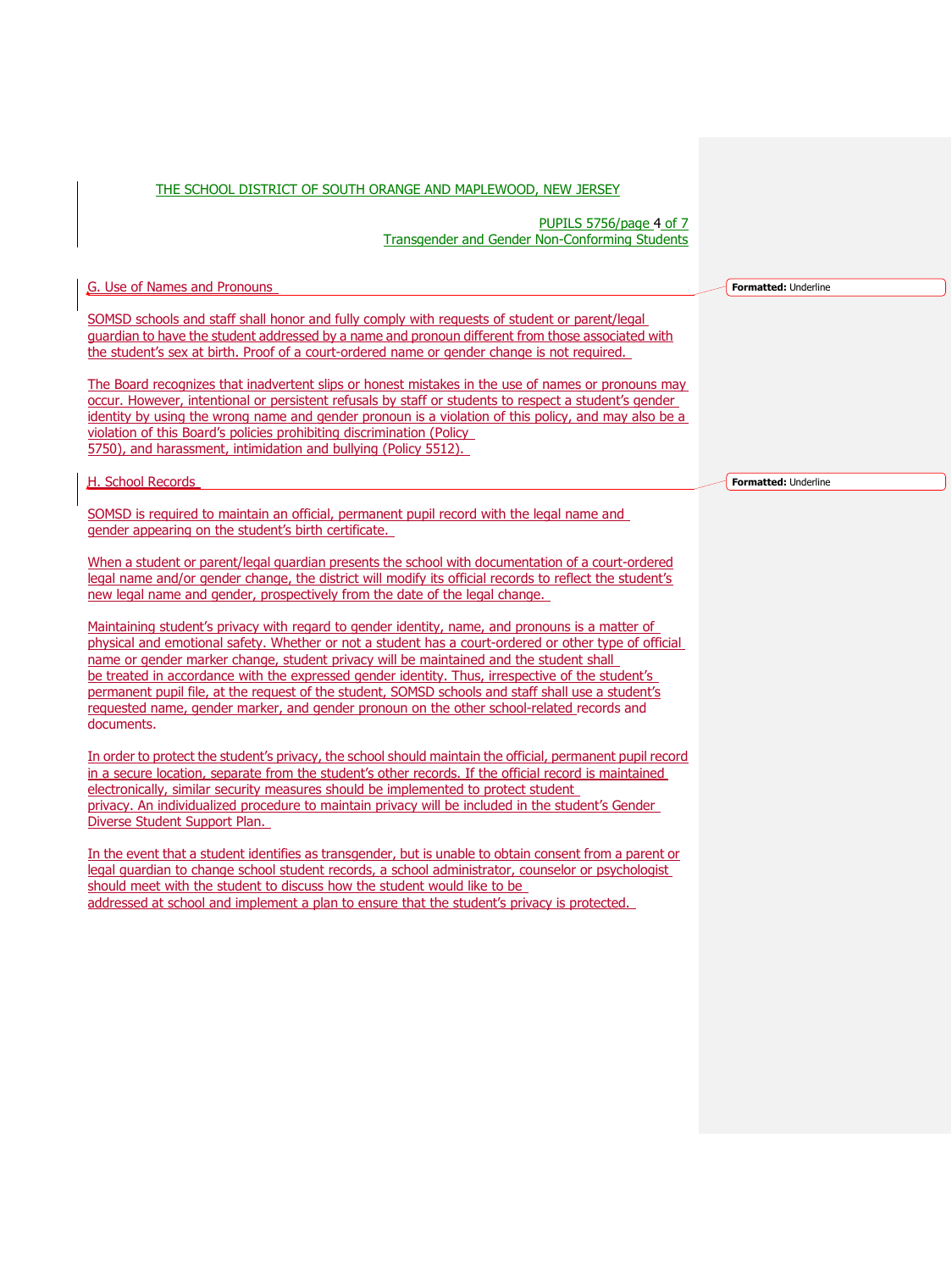## G. Use of Names and Pronouns

SOMSD schools and staff shall honor and fully comply with requests of student or parent/legal guardian to have the student addressed by a name and pronoun different from those associated with the student's sex at birth. Proof of a court-ordered name or gender change is not required.

The Board recognizes that inadvertent slips or honest mistakes in the use of names or pronouns may occur. However, intentional or persistent refusals by staff or students to respect a student's gender identity by using the wrong name and gender pronoun is a violation of this policy, and may also be a violation of this Board's policies prohibiting discrimination (Policy 5750), and harassment, intimidation and bullying (Policy 5512).

## H. School Records

SOMSD is required to maintain an official, permanent pupil record with the legal name and gender appearing on the student's birth certificate.

When a student or parent/legal guardian presents the school with documentation of a court-ordered legal name and/or gender change, the district will modify its official records to reflect the student's new legal name and gender, prospectively from the date of the legal change.

Maintaining student's privacy with regard to gender identity, name, and pronouns is a matter of physical and emotional safety. Whether or not a student has a court-ordered or other type of official name or gender marker change, student privacy will be maintained and the student shall be treated in accordance with the expressed gender identity. Thus, irrespective of the student's permanent pupil file, at the request of the student, SOMSD schools and staff shall use a student's requested name, gender marker, and gender pronoun on the other school-related records and documents.

In order to protect the student's privacy, the school should maintain the official, permanent pupil record in a secure location, separate from the student's other records. If the official record is maintained electronically, similar security measures should be implemented to protect student privacy. An individualized procedure to maintain privacy will be included in the student's Gender Diverse Student Support Plan.

In the event that a student identifies as transgender, but is unable to obtain consent from a parent or legal guardian to change school student records, a school administrator, counselor or psychologist should meet with the student to discuss how the student would like to be addressed at school and implement a plan to ensure that the student's privacy is protected.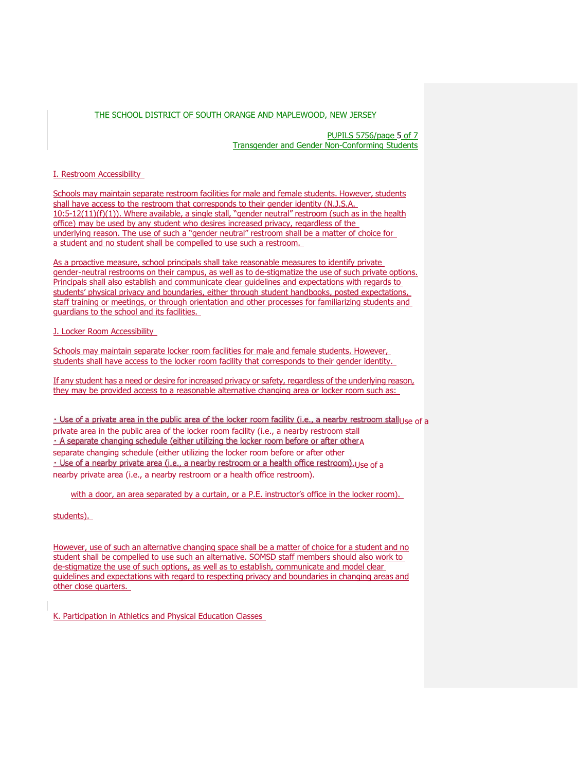THE SCHOOL DISTRICT OF SOUTH ORANGE AND MAPLEWOOD, NEW JERSEY

PUPILS 5756/page 5 of 7
Transgender and Gender Non-Conforming Students

I. Restroom Accessibility

Schools may maintain separate restroom facilities for male and female students. However, students shall have access to the restroom that corresponds to their gender identity (N.J.S.A. 10:5-12(11)(f)(1)). Where available, a single stall, "gender neutral" restroom (such as in the health office) may be used by any student who desires increased privacy, regardless of the underlying reason. The use of such a "gender neutral" restroom shall be a matter of choice for a student and no student shall be compelled to use such a restroom.

As a proactive measure, school principals shall take reasonable measures to identify private gender-neutral restrooms on their campus, as well as to de-stigmatize the use of such private options. Principals shall also establish and communicate clear guidelines and expectations with regards to students' physical privacy and boundaries, either through student handbooks, posted expectations, staff training or meetings, or through orientation and other processes for familiarizing students and guardians to the school and its facilities.

J. Locker Room Accessibility

Schools may maintain separate locker room facilities for male and female students. However, students shall have access to the locker room facility that corresponds to their gender identity.

If any student has a need or desire for increased privacy or safety, regardless of the underlying reason, they may be provided access to a reasonable alternative changing area or locker room such as:

- Use of a private area in the public area of the locker room facility (i.e., a nearby restroom stall Use of a private area in the public area of the locker room facility (i.e., a nearby restroom stall
- A separate changing schedule (either utilizing the locker room before or after other A separate changing schedule (either utilizing the locker room before or after other
- Use of a nearby private area (i.e., a nearby restroom or a health office restroom). Use of a nearby private area (i.e., a nearby restroom or a health office restroom).

with a door, an area separated by a curtain, or a P.E. instructor's office in the locker room).

students).

However, use of such an alternative changing space shall be a matter of choice for a student and no student shall be compelled to use such an alternative. SOMSD staff members should also work to de-stigmatize the use of such options, as well as to establish, communicate and model clear guidelines and expectations with regard to respecting privacy and boundaries in changing areas and other close quarters.

K. Participation in Athletics and Physical Education Classes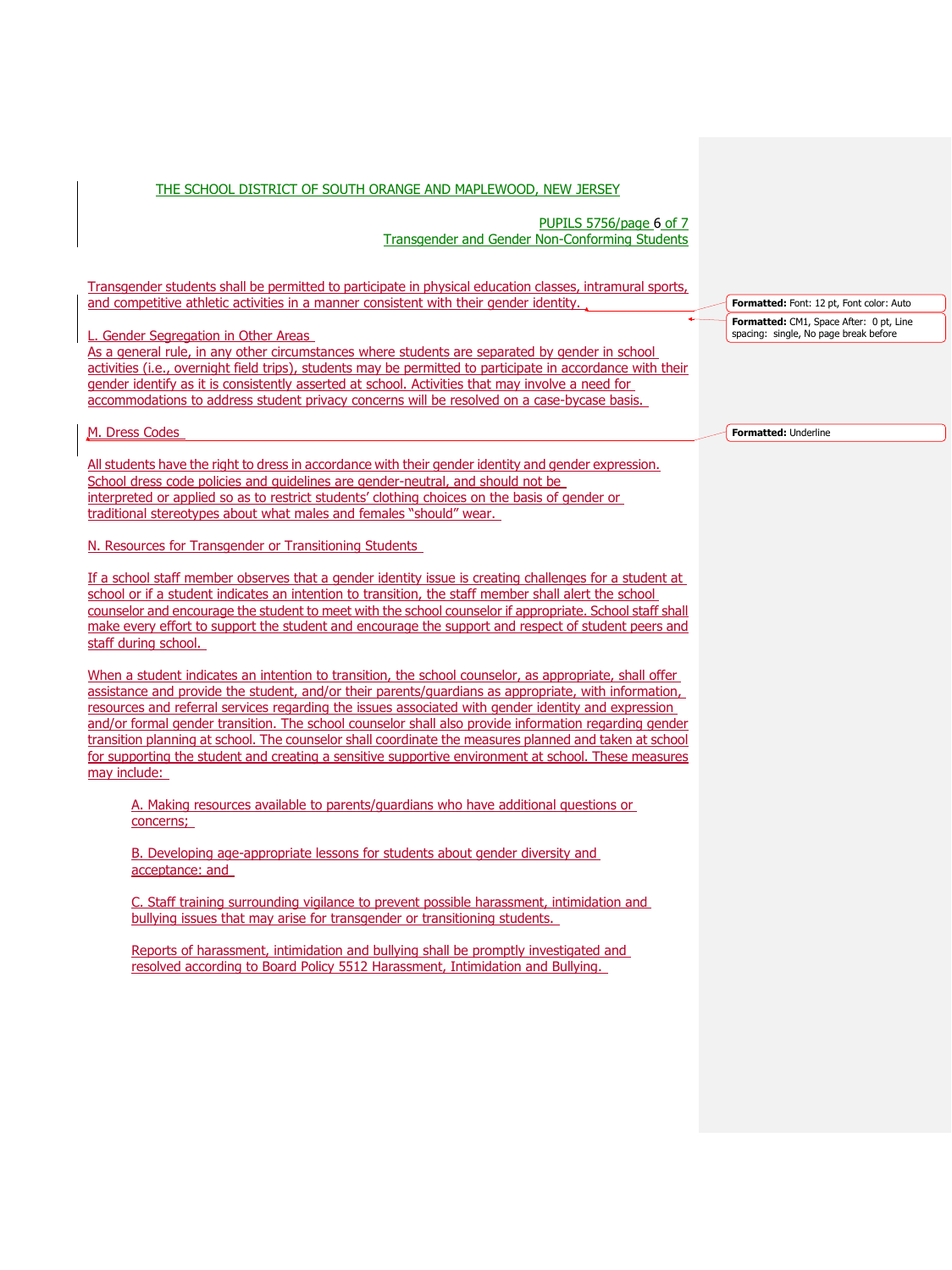Transgender students shall be permitted to participate in physical education classes, intramural sports, and competitive athletic activities in a manner consistent with their gender identity.

L. Gender Segregation in Other Areas

As a general rule, in any other circumstances where students are separated by gender in school activities (i.e., overnight field trips), students may be permitted to participate in accordance with their gender identify as it is consistently asserted at school. Activities that may involve a need for accommodations to address student privacy concerns will be resolved on a case-bycase basis.

M. Dress Codes

All students have the right to dress in accordance with their gender identity and gender expression. School dress code policies and guidelines are gender-neutral, and should not be interpreted or applied so as to restrict students' clothing choices on the basis of gender or traditional stereotypes about what males and females "should" wear.

N. Resources for Transgender or Transitioning Students

If a school staff member observes that a gender identity issue is creating challenges for a student at school or if a student indicates an intention to transition, the staff member shall alert the school counselor and encourage the student to meet with the school counselor if appropriate. School staff shall make every effort to support the student and encourage the support and respect of student peers and staff during school.

When a student indicates an intention to transition, the school counselor, as appropriate, shall offer assistance and provide the student, and/or their parents/guardians as appropriate, with information, resources and referral services regarding the issues associated with gender identity and expression and/or formal gender transition. The school counselor shall also provide information regarding gender transition planning at school. The counselor shall coordinate the measures planned and taken at school for supporting the student and creating a sensitive supportive environment at school. These measures may include:

A. Making resources available to parents/guardians who have additional questions or concerns;

B. Developing age-appropriate lessons for students about gender diversity and acceptance: and

C. Staff training surrounding vigilance to prevent possible harassment, intimidation and bullying issues that may arise for transgender or transitioning students.

Reports of harassment, intimidation and bullying shall be promptly investigated and resolved according to Board Policy 5512 Harassment, Intimidation and Bullying.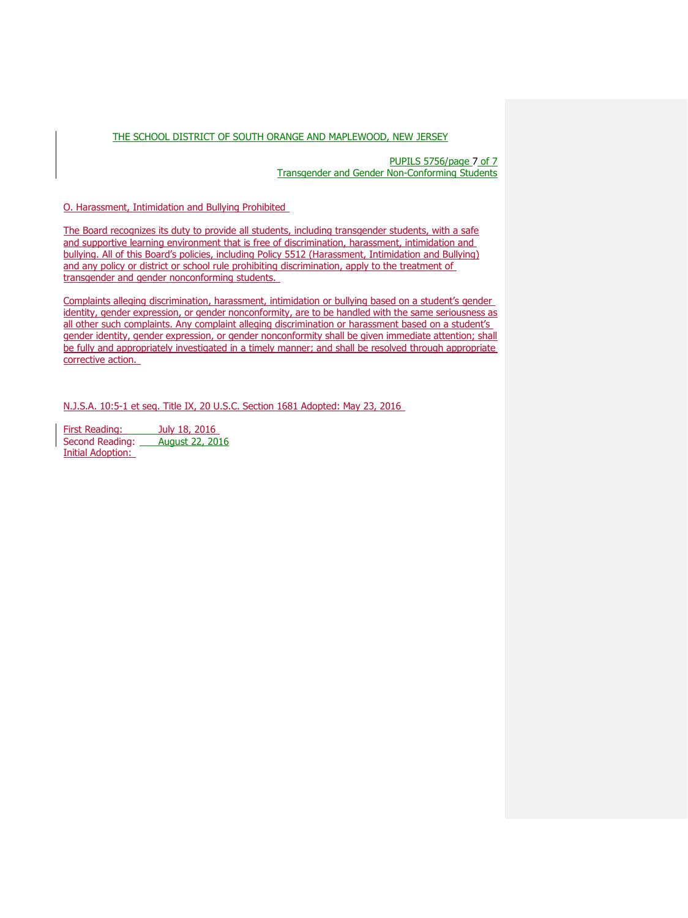O. Harassment, Intimidation and Bullying Prohibited

The Board recognizes its duty to provide all students, including transgender students, with a safe and supportive learning environment that is free of discrimination, harassment, intimidation and bullying. All of this Board's policies, including Policy 5512 (Harassment, Intimidation and Bullying) and any policy or district or school rule prohibiting discrimination, apply to the treatment of transgender and gender nonconforming students.

Complaints alleging discrimination, harassment, intimidation or bullying based on a student's gender identity, gender expression, or gender nonconformity, are to be handled with the same seriousness as all other such complaints. Any complaint alleging discrimination or harassment based on a student's gender identity, gender expression, or gender nonconformity shall be given immediate attention; shall be fully and appropriately investigated in a timely manner; and shall be resolved through appropriate corrective action.

N.J.S.A. 10:5-1 et seq. Title IX, 20 U.S.C. Section 1681 Adopted: May 23, 2016

First Reading: July 18, 2016
Second Reading: August 22, 2016
Initial Adoption: